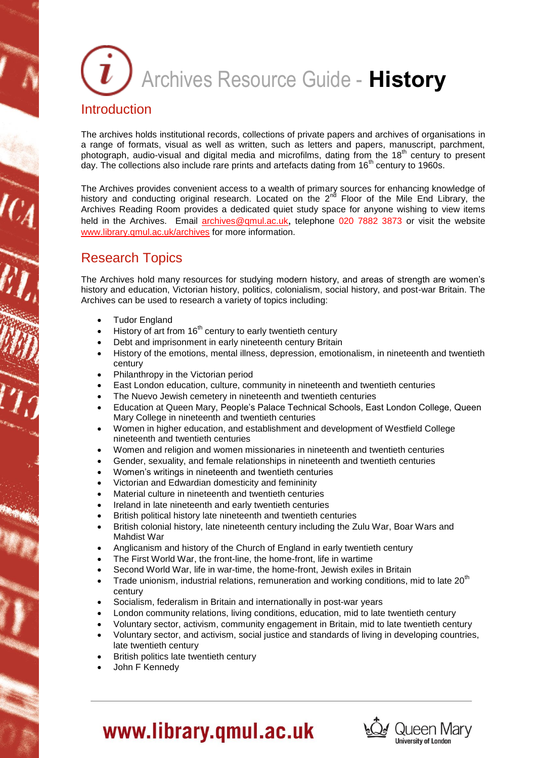# Archives Resource Guide - **History**

## Introduction

The archives holds institutional records, collections of private papers and archives of organisations in a range of formats, visual as well as written, such as letters and papers, manuscript, parchment, photograph, audio-visual and digital media and microfilms, dating from the 18th century to present day. The collections also include rare prints and artefacts dating from 16th century to 1960s.

The Archives provides convenient access to a wealth of primary sources for enhancing knowledge of history and conducting original research. Located on the 2nd Floor of the Mile End Library, the Archives Reading Room provides a dedicated quiet study space for anyone wishing to view items held in the Archives. Email archives@qmul.ac.uk, telephone 020 7882 3873 or visit the website www.library.qmul.ac.uk/archives for more information.

## Research Topics

The Archives hold many resources for studying modern history, and areas of strength are women's history and education, Victorian history, politics, colonialism, social history, and post-war Britain. The Archives can be used to research a variety of topics including:

- Tudor England
- History of art from 16th century to early twentieth century
- Debt and imprisonment in early nineteenth century Britain
- History of the emotions, mental illness, depression, emotionalism, in nineteenth and twentieth century
- Philanthropy in the Victorian period
- East London education, culture, community in nineteenth and twentieth centuries
- The Nuevo Jewish cemetery in nineteenth and twentieth centuries
- Education at Queen Mary, People's Palace Technical Schools, East London College, Queen Mary College in nineteenth and twentieth centuries
- Women in higher education, and establishment and development of Westfield College nineteenth and twentieth centuries
- Women and religion and women missionaries in nineteenth and twentieth centuries
- Gender, sexuality, and female relationships in nineteenth and twentieth centuries
- Women's writings in nineteenth and twentieth centuries
- Victorian and Edwardian domesticity and femininity
- Material culture in nineteenth and twentieth centuries
- Ireland in late nineteenth and early twentieth centuries
- British political history late nineteenth and twentieth centuries
- British colonial history, late nineteenth century including the Zulu War, Boar Wars and Mahdist War
- Anglicanism and history of the Church of England in early twentieth century
- The First World War, the front-line, the home-front, life in wartime
- Second World War, life in war-time, the home-front, Jewish exiles in Britain
- Trade unionism, industrial relations, remuneration and working conditions, mid to late 20th century
- Socialism, federalism in Britain and internationally in post-war years
- London community relations, living conditions, education, mid to late twentieth century
- Voluntary sector, activism, community engagement in Britain, mid to late twentieth century
- Voluntary sector, and activism, social justice and standards of living in developing countries, late twentieth century
- British politics late twentieth century
- John F Kennedy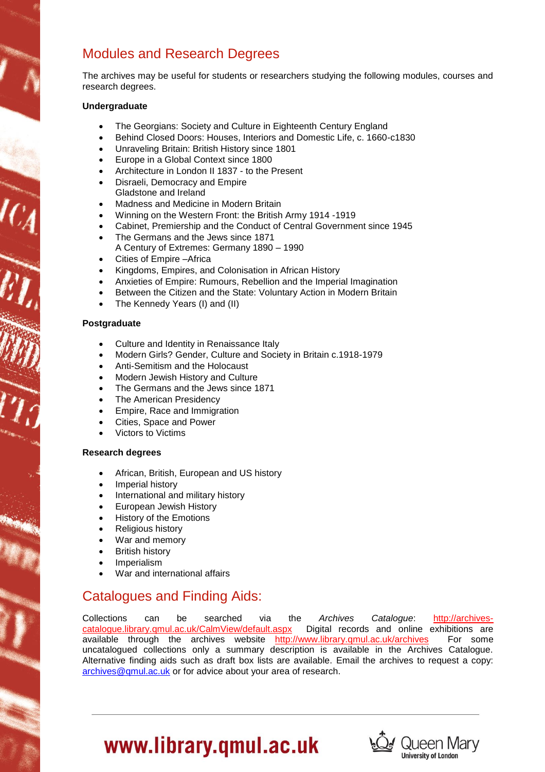## Modules and Research Degrees

The archives may be useful for students or researchers studying the following modules, courses and research degrees.

**Undergraduate**

- The Georgians: Society and Culture in Eighteenth Century England
- Behind Closed Doors: Houses, Interiors and Domestic Life, c. 1660-c1830
- Unraveling Britain: British History since 1801
- Europe in a Global Context since 1800
- Architecture in London II 1837 - to the Present
- Disraeli, Democracy and Empire
  Gladstone and Ireland
- Madness and Medicine in Modern Britain
- Winning on the Western Front: the British Army 1914 -1919
- Cabinet, Premiership and the Conduct of Central Government since 1945
- The Germans and the Jews since 1871
  A Century of Extremes: Germany 1890 – 1990
- Cities of Empire –Africa
- Kingdoms, Empires, and Colonisation in African History
- Anxieties of Empire: Rumours, Rebellion and the Imperial Imagination
- Between the Citizen and the State: Voluntary Action in Modern Britain
- The Kennedy Years (I) and (II)

**Postgraduate**

- Culture and Identity in Renaissance Italy
- Modern Girls? Gender, Culture and Society in Britain c.1918-1979
- Anti-Semitism and the Holocaust
- Modern Jewish History and Culture
- The Germans and the Jews since 1871
- The American Presidency
- Empire, Race and Immigration
- Cities, Space and Power
- Victors to Victims

**Research degrees**

- African, British, European and US history
- Imperial history
- International and military history
- European Jewish History
- History of the Emotions
- Religious history
- War and memory
- British history
- Imperialism
- War and international affairs

## Catalogues and Finding Aids:

Collections can be searched via the *Archives Catalogue*: http://archives-catalogue.library.qmul.ac.uk/CalmView/default.aspx Digital records and online exhibitions are available through the archives website http://www.library.qmul.ac.uk/archives For some uncatalogued collections only a summary description is available in the Archives Catalogue. Alternative finding aids such as draft box lists are available. Email the archives to request a copy: archives@qmul.ac.uk or for advice about your area of research.

www.library.qmul.ac.uk

Queen Mary University of London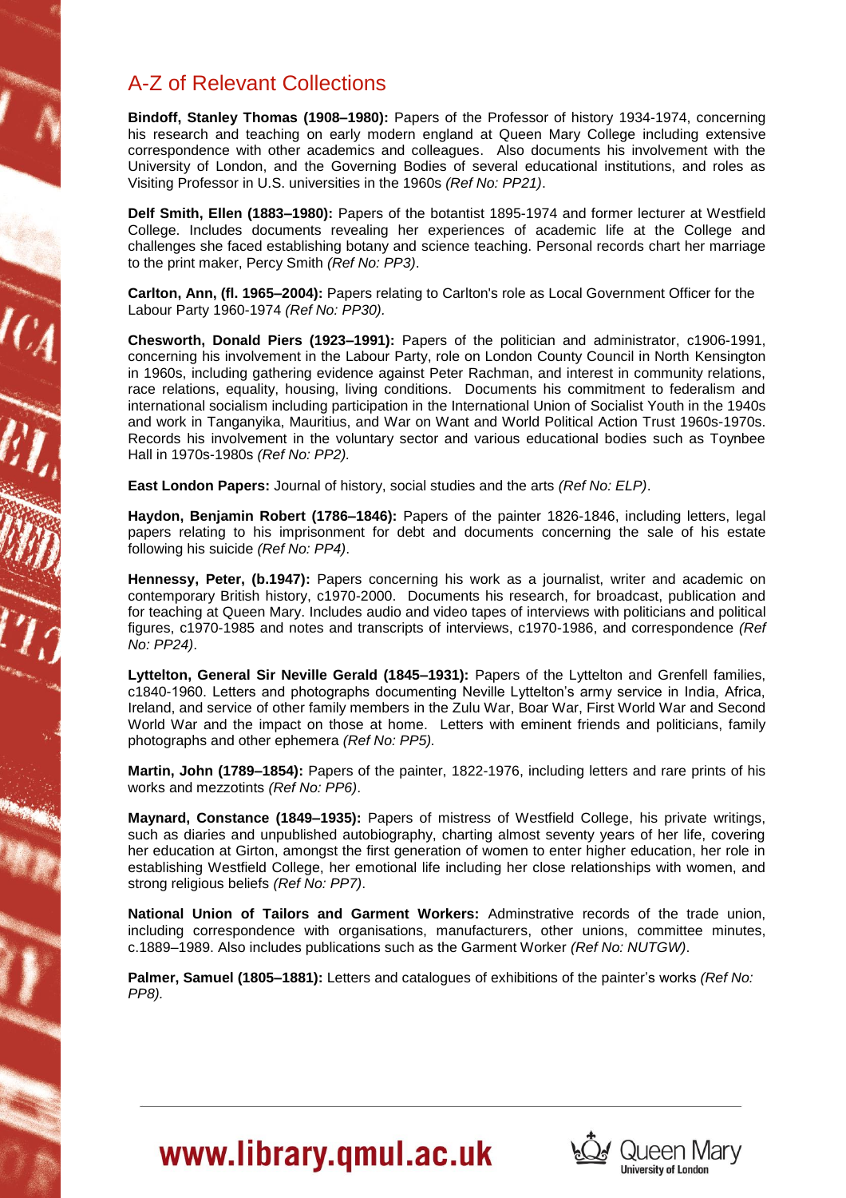## A-Z of Relevant Collections

**Bindoff, Stanley Thomas (1908–1980):** Papers of the Professor of history 1934-1974, concerning his research and teaching on early modern england at Queen Mary College including extensive correspondence with other academics and colleagues. Also documents his involvement with the University of London, and the Governing Bodies of several educational institutions, and roles as Visiting Professor in U.S. universities in the 1960s *(Ref No: PP21)*.

**Delf Smith, Ellen (1883–1980):** Papers of the botantist 1895-1974 and former lecturer at Westfield College. Includes documents revealing her experiences of academic life at the College and challenges she faced establishing botany and science teaching. Personal records chart her marriage to the print maker, Percy Smith *(Ref No: PP3)*.

**Carlton, Ann, (fl. 1965–2004):** Papers relating to Carlton's role as Local Government Officer for the Labour Party 1960-1974 *(Ref No: PP30).*

**Chesworth, Donald Piers (1923–1991):** Papers of the politician and administrator, c1906-1991, concerning his involvement in the Labour Party, role on London County Council in North Kensington in 1960s, including gathering evidence against Peter Rachman, and interest in community relations, race relations, equality, housing, living conditions. Documents his commitment to federalism and international socialism including participation in the International Union of Socialist Youth in the 1940s and work in Tanganyika, Mauritius, and War on Want and World Political Action Trust 1960s-1970s. Records his involvement in the voluntary sector and various educational bodies such as Toynbee Hall in 1970s-1980s *(Ref No: PP2).*

**East London Papers:** Journal of history, social studies and the arts *(Ref No: ELP)*.

**Haydon, Benjamin Robert (1786–1846):** Papers of the painter 1826-1846, including letters, legal papers relating to his imprisonment for debt and documents concerning the sale of his estate following his suicide *(Ref No: PP4)*.

**Hennessy, Peter, (b.1947):** Papers concerning his work as a journalist, writer and academic on contemporary British history, c1970-2000. Documents his research, for broadcast, publication and for teaching at Queen Mary. Includes audio and video tapes of interviews with politicians and political figures, c1970-1985 and notes and transcripts of interviews, c1970-1986, and correspondence *(Ref No: PP24)*.

**Lyttelton, General Sir Neville Gerald (1845–1931):** Papers of the Lyttelton and Grenfell families, c1840-1960. Letters and photographs documenting Neville Lyttelton's army service in India, Africa, Ireland, and service of other family members in the Zulu War, Boar War, First World War and Second World War and the impact on those at home. Letters with eminent friends and politicians, family photographs and other ephemera *(Ref No: PP5).*

**Martin, John (1789–1854):** Papers of the painter, 1822-1976, including letters and rare prints of his works and mezzotints *(Ref No: PP6)*.

**Maynard, Constance (1849–1935):** Papers of mistress of Westfield College, his private writings, such as diaries and unpublished autobiography, charting almost seventy years of her life, covering her education at Girton, amongst the first generation of women to enter higher education, her role in establishing Westfield College, her emotional life including her close relationships with women, and strong religious beliefs *(Ref No: PP7)*.

**National Union of Tailors and Garment Workers:** Adminstrative records of the trade union, including correspondence with organisations, manufacturers, other unions, committee minutes, c.1889–1989. Also includes publications such as the Garment Worker *(Ref No: NUTGW)*.

**Palmer, Samuel (1805–1881):** Letters and catalogues of exhibitions of the painter's works *(Ref No: PP8).*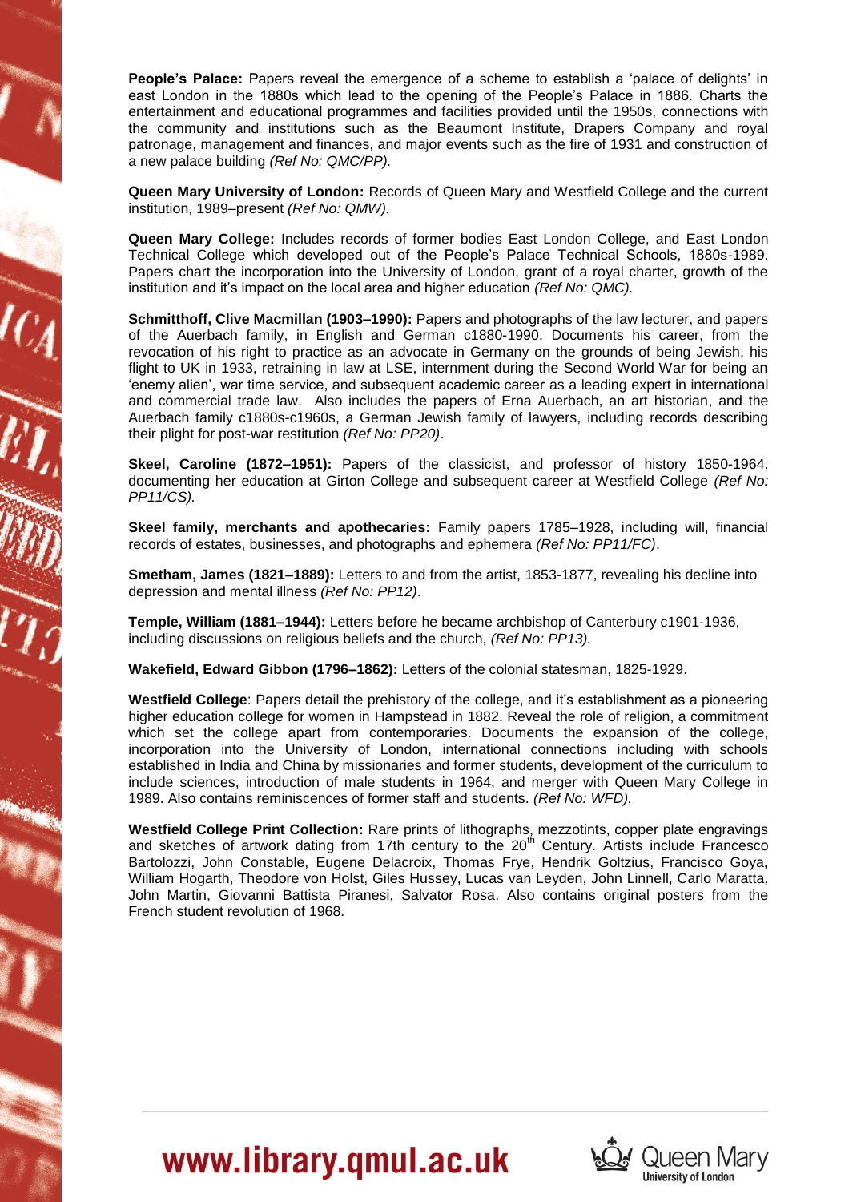**People's Palace:** Papers reveal the emergence of a scheme to establish a 'palace of delights' in east London in the 1880s which lead to the opening of the People's Palace in 1886. Charts the entertainment and educational programmes and facilities provided until the 1950s, connections with the community and institutions such as the Beaumont Institute, Drapers Company and royal patronage, management and finances, and major events such as the fire of 1931 and construction of a new palace building *(Ref No: QMC/PP).*

**Queen Mary University of London:** Records of Queen Mary and Westfield College and the current institution, 1989–present *(Ref No: QMW).*

**Queen Mary College:** Includes records of former bodies East London College, and East London Technical College which developed out of the People's Palace Technical Schools, 1880s-1989. Papers chart the incorporation into the University of London, grant of a royal charter, growth of the institution and it's impact on the local area and higher education *(Ref No: QMC).*

**Schmitthoff, Clive Macmillan (1903–1990):** Papers and photographs of the law lecturer, and papers of the Auerbach family, in English and German c1880-1990. Documents his career, from the revocation of his right to practice as an advocate in Germany on the grounds of being Jewish, his flight to UK in 1933, retraining in law at LSE, internment during the Second World War for being an 'enemy alien', war time service, and subsequent academic career as a leading expert in international and commercial trade law. Also includes the papers of Erna Auerbach, an art historian, and the Auerbach family c1880s-c1960s, a German Jewish family of lawyers, including records describing their plight for post-war restitution *(Ref No: PP20)*.

**Skeel, Caroline (1872–1951):** Papers of the classicist, and professor of history 1850-1964, documenting her education at Girton College and subsequent career at Westfield College *(Ref No: PP11/CS).*

**Skeel family, merchants and apothecaries:** Family papers 1785–1928, including will, financial records of estates, businesses, and photographs and ephemera *(Ref No: PP11/FC)*.

**Smetham, James (1821–1889):** Letters to and from the artist, 1853-1877, revealing his decline into depression and mental illness *(Ref No: PP12)*.

**Temple, William (1881–1944):** Letters before he became archbishop of Canterbury c1901-1936, including discussions on religious beliefs and the church, *(Ref No: PP13).*

**Wakefield, Edward Gibbon (1796–1862):** Letters of the colonial statesman, 1825-1929.

**Westfield College**: Papers detail the prehistory of the college, and it's establishment as a pioneering higher education college for women in Hampstead in 1882. Reveal the role of religion, a commitment which set the college apart from contemporaries. Documents the expansion of the college, incorporation into the University of London, international connections including with schools established in India and China by missionaries and former students, development of the curriculum to include sciences, introduction of male students in 1964, and merger with Queen Mary College in 1989. Also contains reminiscences of former staff and students. *(Ref No: WFD).*

**Westfield College Print Collection:** Rare prints of lithographs, mezzotints, copper plate engravings and sketches of artwork dating from 17th century to the 20th Century. Artists include Francesco Bartolozzi, John Constable, Eugene Delacroix, Thomas Frye, Hendrik Goltzius, Francisco Goya, William Hogarth, Theodore von Holst, Giles Hussey, Lucas van Leyden, John Linnell, Carlo Maratta, John Martin, Giovanni Battista Piranesi, Salvator Rosa. Also contains original posters from the French student revolution of 1968.

**www.library.qmul.ac.uk**

Queen Mary University of London